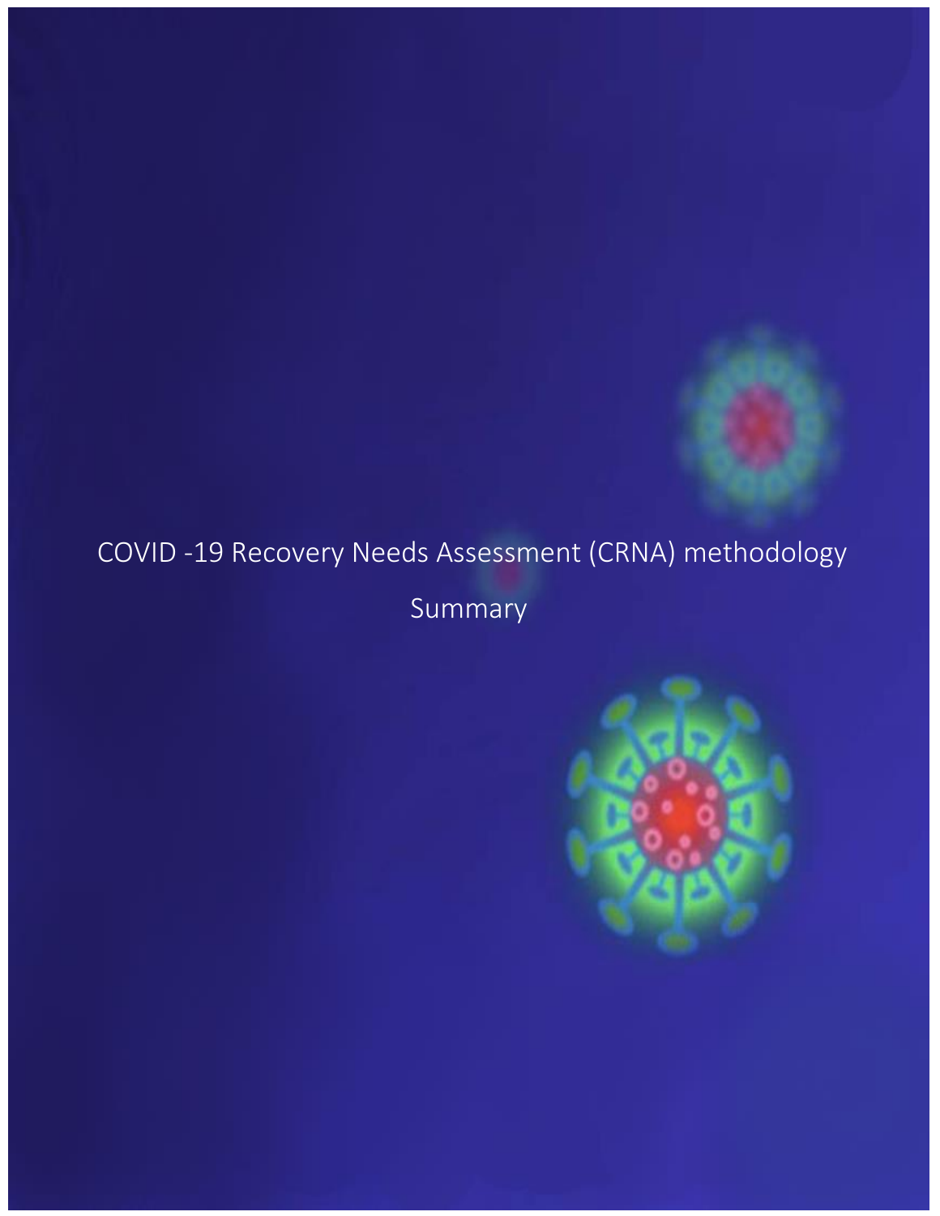# COVID -19 Recovery Needs Assessment (CRNA) methodology

## Summary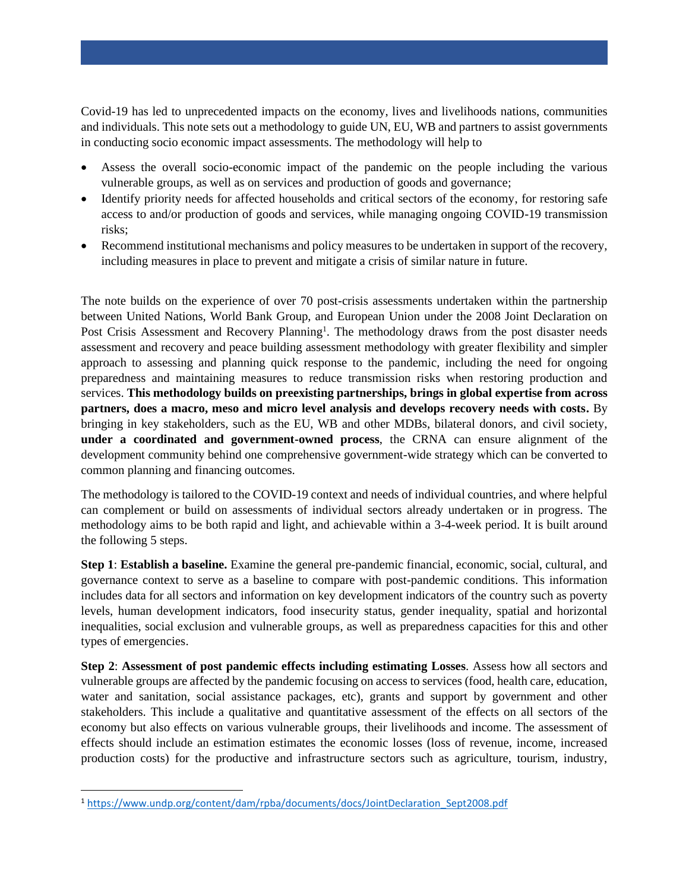Covid-19 has led to unprecedented impacts on the economy, lives and livelihoods nations, communities and individuals. This note sets out a methodology to guide UN, EU, WB and partners to assist governments in conducting socio economic impact assessments. The methodology will help to

- Assess the overall socio-economic impact of the pandemic on the people including the various vulnerable groups, as well as on services and production of goods and governance;
- Identify priority needs for affected households and critical sectors of the economy, for restoring safe access to and/or production of goods and services, while managing ongoing COVID-19 transmission risks;
- Recommend institutional mechanisms and policy measures to be undertaken in support of the recovery, including measures in place to prevent and mitigate a crisis of similar nature in future.

The note builds on the experience of over 70 post-crisis assessments undertaken within the partnership between United Nations, World Bank Group, and European Union under the 2008 Joint Declaration on Post Crisis Assessment and Recovery Planning[1]. The methodology draws from the post disaster needs assessment and recovery and peace building assessment methodology with greater flexibility and simpler approach to assessing and planning quick response to the pandemic, including the need for ongoing preparedness and maintaining measures to reduce transmission risks when restoring production and services. **This methodology builds on preexisting partnerships, brings in global expertise from across partners, does a macro, meso and micro level analysis and develops recovery needs with costs.** By bringing in key stakeholders, such as the EU, WB and other MDBs, bilateral donors, and civil society, **under a coordinated and government-owned process**, the CRNA can ensure alignment of the development community behind one comprehensive government-wide strategy which can be converted to common planning and financing outcomes.

The methodology is tailored to the COVID-19 context and needs of individual countries, and where helpful can complement or build on assessments of individual sectors already undertaken or in progress. The methodology aims to be both rapid and light, and achievable within a 3-4-week period. It is built around the following 5 steps.

**Step 1**: **Establish a baseline.** Examine the general pre-pandemic financial, economic, social, cultural, and governance context to serve as a baseline to compare with post-pandemic conditions. This information includes data for all sectors and information on key development indicators of the country such as poverty levels, human development indicators, food insecurity status, gender inequality, spatial and horizontal inequalities, social exclusion and vulnerable groups, as well as preparedness capacities for this and other types of emergencies.

**Step 2**: **Assessment of post pandemic effects including estimating Losses**. Assess how all sectors and vulnerable groups are affected by the pandemic focusing on access to services (food, health care, education, water and sanitation, social assistance packages, etc), grants and support by government and other stakeholders. This include a qualitative and quantitative assessment of the effects on all sectors of the economy but also effects on various vulnerable groups, their livelihoods and income. The assessment of effects should include an estimation estimates the economic losses (loss of revenue, income, increased production costs) for the productive and infrastructure sectors such as agriculture, tourism, industry,

[1] https://www.undp.org/content/dam/rpba/documents/docs/JointDeclaration_Sept2008.pdf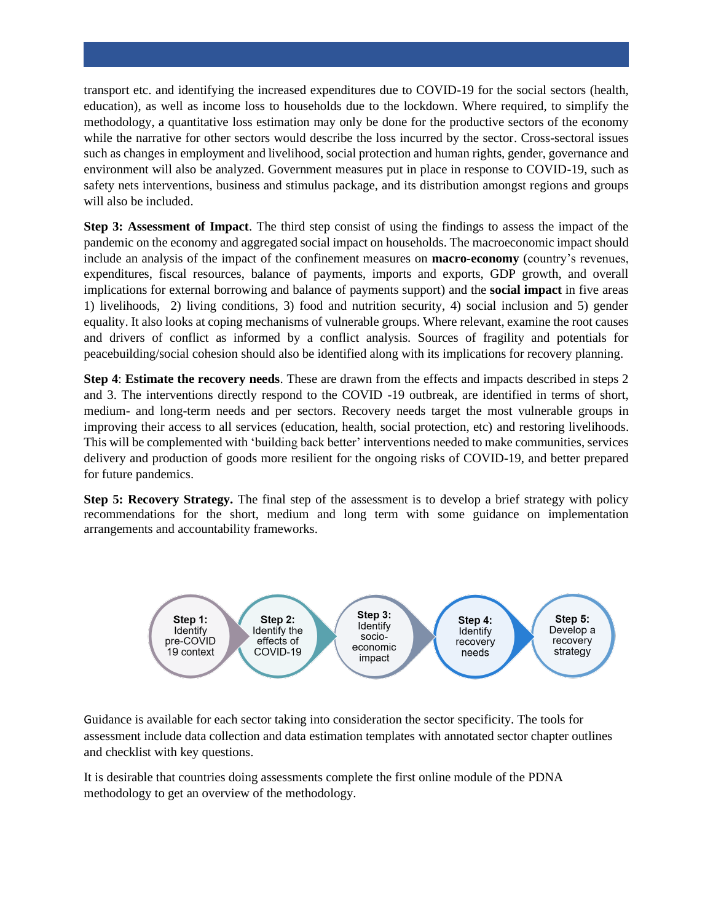transport etc. and identifying the increased expenditures due to COVID-19 for the social sectors (health, education), as well as income loss to households due to the lockdown. Where required, to simplify the methodology, a quantitative loss estimation may only be done for the productive sectors of the economy while the narrative for other sectors would describe the loss incurred by the sector. Cross-sectoral issues such as changes in employment and livelihood, social protection and human rights, gender, governance and environment will also be analyzed. Government measures put in place in response to COVID-19, such as safety nets interventions, business and stimulus package, and its distribution amongst regions and groups will also be included.

**Step 3: Assessment of Impact**. The third step consist of using the findings to assess the impact of the pandemic on the economy and aggregated social impact on households. The macroeconomic impact should include an analysis of the impact of the confinement measures on **macro-economy** (country's revenues, expenditures, fiscal resources, balance of payments, imports and exports, GDP growth, and overall implications for external borrowing and balance of payments support) and the **social impact** in five areas 1) livelihoods, 2) living conditions, 3) food and nutrition security, 4) social inclusion and 5) gender equality. It also looks at coping mechanisms of vulnerable groups. Where relevant, examine the root causes and drivers of conflict as informed by a conflict analysis. Sources of fragility and potentials for peacebuilding/social cohesion should also be identified along with its implications for recovery planning.

**Step 4**: **Estimate the recovery needs**. These are drawn from the effects and impacts described in steps 2 and 3. The interventions directly respond to the COVID -19 outbreak, are identified in terms of short, medium- and long-term needs and per sectors. Recovery needs target the most vulnerable groups in improving their access to all services (education, health, social protection, etc) and restoring livelihoods. This will be complemented with 'building back better' interventions needed to make communities, services delivery and production of goods more resilient for the ongoing risks of COVID-19, and better prepared for future pandemics.

**Step 5: Recovery Strategy.** The final step of the assessment is to develop a brief strategy with policy recommendations for the short, medium and long term with some guidance on implementation arrangements and accountability frameworks.

**Step 1:** Identify pre-COVID 19 context

**Step 2:** Identify the effects of COVID-19

**Step 3:** Identify socio-economic impact

**Step 4:** Identify recovery needs

**Step 5:** Develop a recovery strategy

Guidance is available for each sector taking into consideration the sector specificity. The tools for assessment include data collection and data estimation templates with annotated sector chapter outlines and checklist with key questions.

It is desirable that countries doing assessments complete the first online module of the PDNA methodology to get an overview of the methodology.